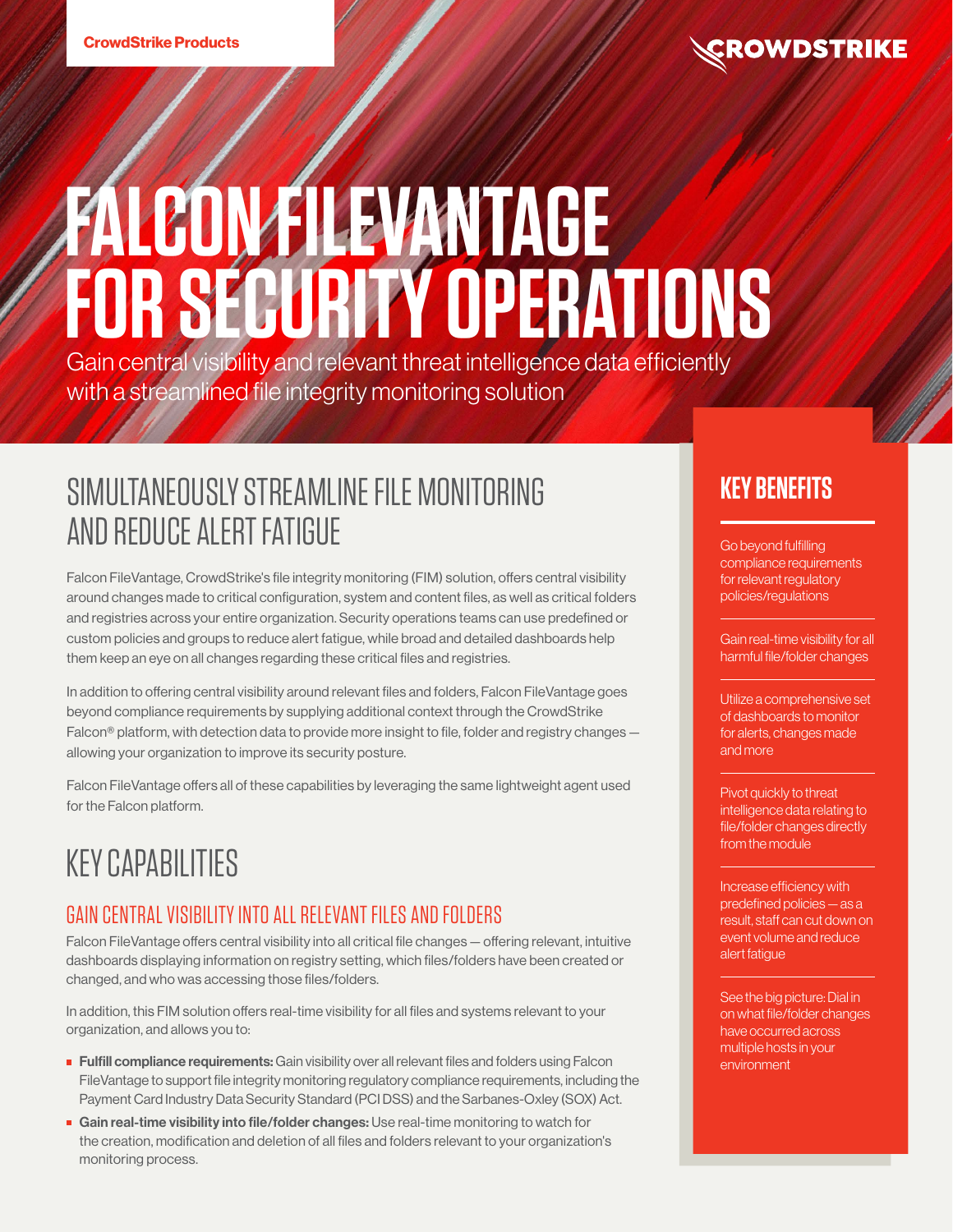CrowdStrike Products

# FALCON FILEVANTAGE FOR SECURITY OPERATIONS

Gain central visibility and relevant threat intelligence data efficiently with a streamlined file integrity monitoring solution

## SIMULTANEOUSLY STREAMLINE FILE MONITORING AND REDUCE ALERT FATIGUE

Falcon FileVantage, CrowdStrike's file integrity monitoring (FIM) solution, offers central visibility around changes made to critical configuration, system and content files, as well as critical folders and registries across your entire organization. Security operations teams can use predefined or custom policies and groups to reduce alert fatigue, while broad and detailed dashboards help them keep an eye on all changes regarding these critical files and registries.

In addition to offering central visibility around relevant files and folders, Falcon FileVantage goes beyond compliance requirements by supplying additional context through the CrowdStrike Falcon® platform, with detection data to provide more insight to file, folder and registry changes — allowing your organization to improve its security posture.

Falcon FileVantage offers all of these capabilities by leveraging the same lightweight agent used for the Falcon platform.

## KEY CAPABILITIES

### GAIN CENTRAL VISIBILITY INTO ALL RELEVANT FILES AND FOLDERS

Falcon FileVantage offers central visibility into all critical file changes — offering relevant, intuitive dashboards displaying information on registry setting, which files/folders have been created or changed, and who was accessing those files/folders.

In addition, this FIM solution offers real-time visibility for all files and systems relevant to your organization, and allows you to:

- **Fulfill compliance requirements:** Gain visibility over all relevant files and folders using Falcon FileVantage to support file integrity monitoring regulatory compliance requirements, including the Payment Card Industry Data Security Standard (PCI DSS) and the Sarbanes-Oxley (SOX) Act.
- **Gain real-time visibility into file/folder changes:** Use real-time monitoring to watch for the creation, modification and deletion of all files and folders relevant to your organization's monitoring process.

## KEY BENEFITS

- Go beyond fulfilling compliance requirements for relevant regulatory policies/regulations
- Gain real-time visibility for all harmful file/folder changes
- Utilize a comprehensive set of dashboards to monitor for alerts, changes made and more
- Pivot quickly to threat intelligence data relating to file/folder changes directly from the module
- Increase efficiency with predefined policies — as a result, staff can cut down on event volume and reduce alert fatigue
- See the big picture: Dial in on what file/folder changes have occurred across multiple hosts in your environment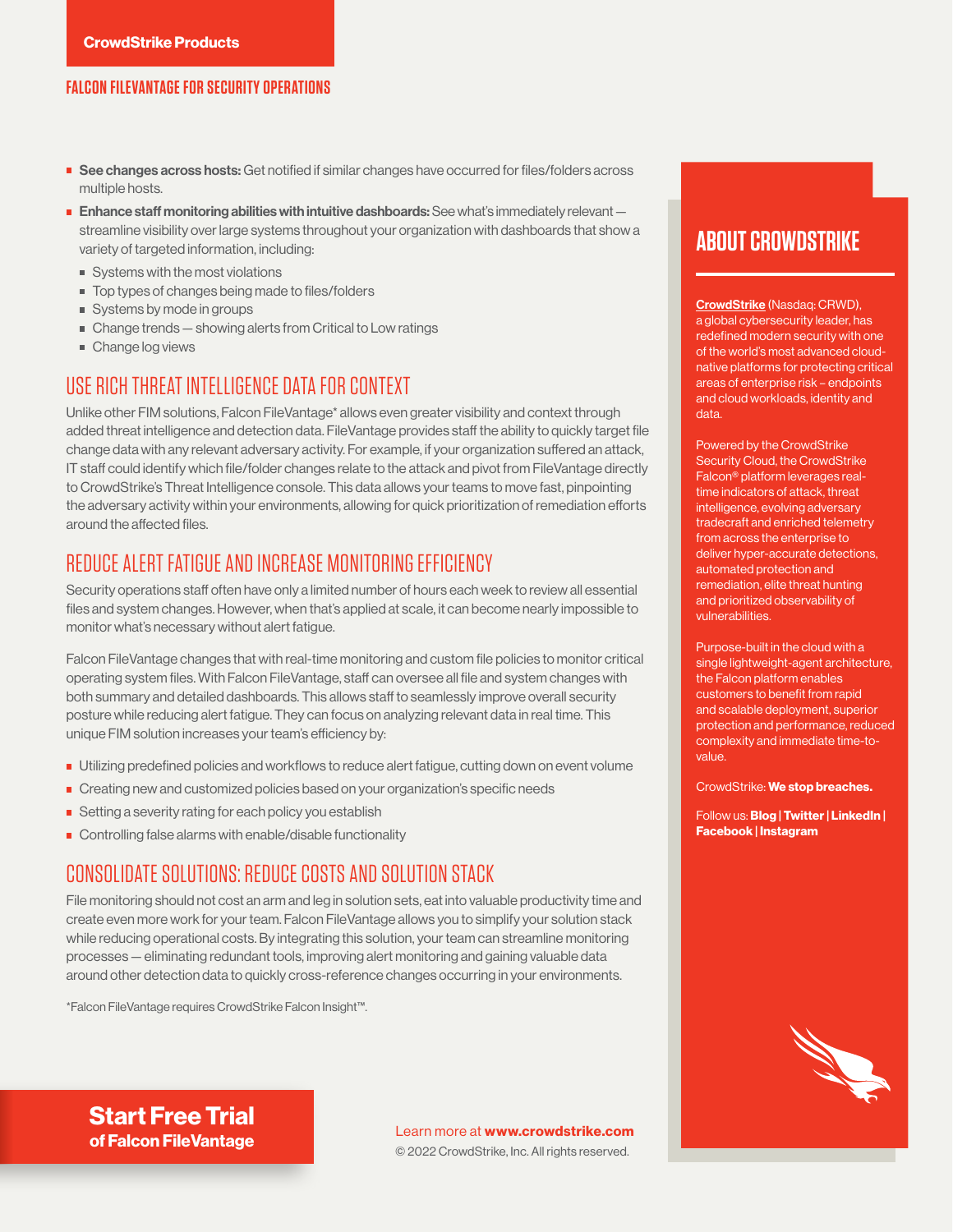CrowdStrike Products

FALCON FILEVANTAGE FOR SECURITY OPERATIONS

- **See changes across hosts:** Get notified if similar changes have occurred for files/folders across multiple hosts.
- **Enhance staff monitoring abilities with intuitive dashboards:** See what's immediately relevant — streamline visibility over large systems throughout your organization with dashboards that show a variety of targeted information, including:
  - Systems with the most violations
  - Top types of changes being made to files/folders
  - Systems by mode in groups
  - Change trends — showing alerts from Critical to Low ratings
  - Change log views

## USE RICH THREAT INTELLIGENCE DATA FOR CONTEXT

Unlike other FIM solutions, Falcon FileVantage* allows even greater visibility and context through added threat intelligence and detection data. FileVantage provides staff the ability to quickly target file change data with any relevant adversary activity. For example, if your organization suffered an attack, IT staff could identify which file/folder changes relate to the attack and pivot from FileVantage directly to CrowdStrike's Threat Intelligence console. This data allows your teams to move fast, pinpointing the adversary activity within your environments, allowing for quick prioritization of remediation efforts around the affected files.

## REDUCE ALERT FATIGUE AND INCREASE MONITORING EFFICIENCY

Security operations staff often have only a limited number of hours each week to review all essential files and system changes. However, when that's applied at scale, it can become nearly impossible to monitor what's necessary without alert fatigue.

Falcon FileVantage changes that with real-time monitoring and custom file policies to monitor critical operating system files. With Falcon FileVantage, staff can oversee all file and system changes with both summary and detailed dashboards. This allows staff to seamlessly improve overall security posture while reducing alert fatigue. They can focus on analyzing relevant data in real time. This unique FIM solution increases your team's efficiency by:

- Utilizing predefined policies and workflows to reduce alert fatigue, cutting down on event volume
- Creating new and customized policies based on your organization's specific needs
- Setting a severity rating for each policy you establish
- Controlling false alarms with enable/disable functionality

## CONSOLIDATE SOLUTIONS: REDUCE COSTS AND SOLUTION STACK

File monitoring should not cost an arm and leg in solution sets, eat into valuable productivity time and create even more work for your team. Falcon FileVantage allows you to simplify your solution stack while reducing operational costs. By integrating this solution, your team can streamline monitoring processes — eliminating redundant tools, improving alert monitoring and gaining valuable data around other detection data to quickly cross-reference changes occurring in your environments.

*Falcon FileVantage requires CrowdStrike Falcon Insight™.

## ABOUT CROWDSTRIKE

CrowdStrike (Nasdaq: CRWD), a global cybersecurity leader, has redefined modern security with one of the world's most advanced cloud-native platforms for protecting critical areas of enterprise risk – endpoints and cloud workloads, identity and data.

Powered by the CrowdStrike Security Cloud, the CrowdStrike Falcon® platform leverages real-time indicators of attack, threat intelligence, evolving adversary tradecraft and enriched telemetry from across the enterprise to deliver hyper-accurate detections, automated protection and remediation, elite threat hunting and prioritized observability of vulnerabilities.

Purpose-built in the cloud with a single lightweight-agent architecture, the Falcon platform enables customers to benefit from rapid and scalable deployment, superior protection and performance, reduced complexity and immediate time-to-value.

CrowdStrike: **We stop breaches.**

Follow us: **Blog | Twitter | LinkedIn | Facebook | Instagram**

**Start Free Trial**
**of Falcon FileVantage**

Learn more at **www.crowdstrike.com**

© 2022 CrowdStrike, Inc. All rights reserved.